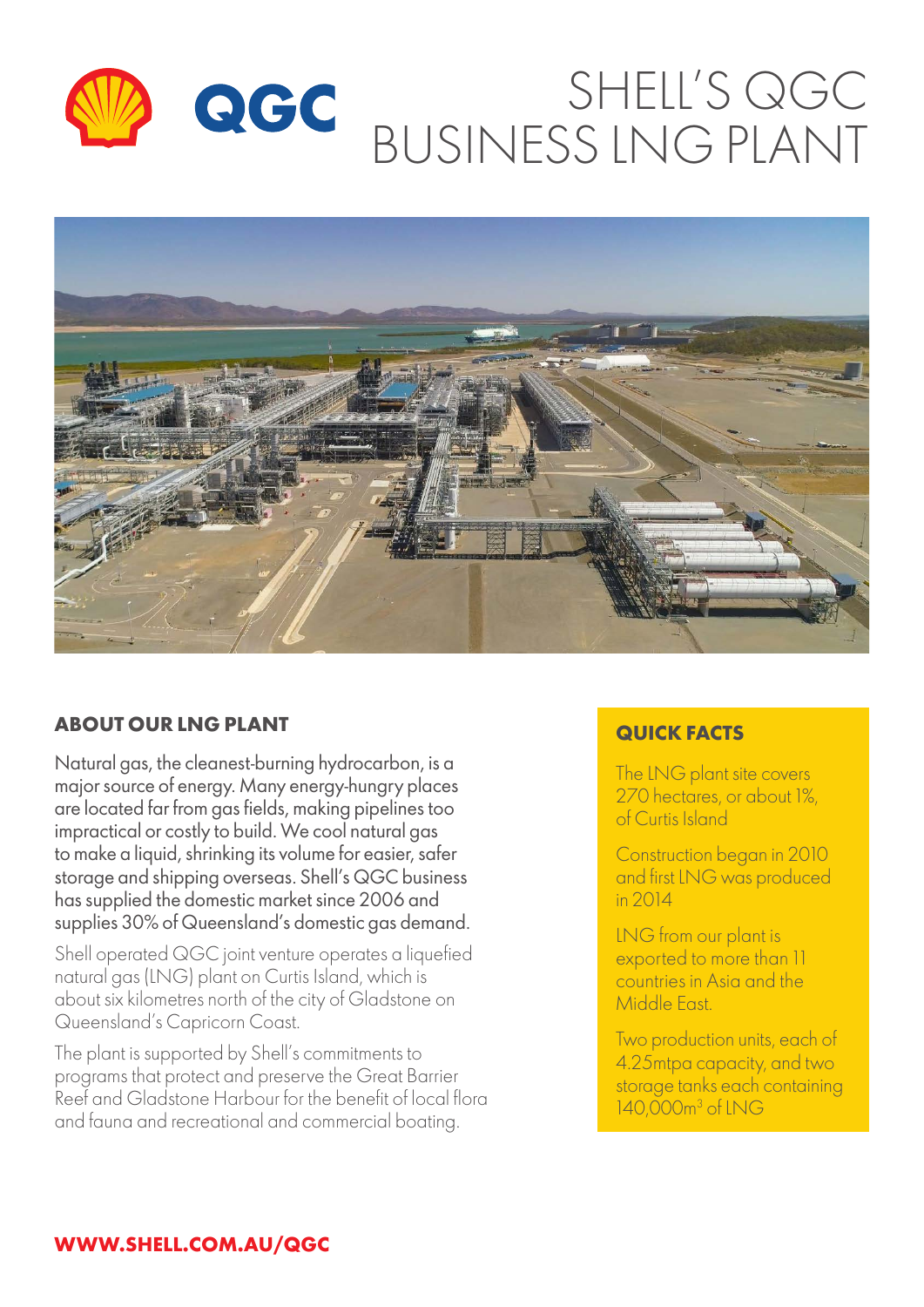# SHELL'S QGC BUSINESS LNG PLANT

## ABOUT OUR LNG PLANT

Natural gas, the cleanest-burning hydrocarbon, is a major source of energy. Many energy-hungry places are located far from gas fields, making pipelines too impractical or costly to build. We cool natural gas to make a liquid, shrinking its volume for easier, safer storage and shipping overseas. Shell's QGC business has supplied the domestic market since 2006 and supplies 30% of Queensland's domestic gas demand.

Shell operated QGC joint venture operates a liquefied natural gas (LNG) plant on Curtis Island, which is about six kilometres north of the city of Gladstone on Queensland's Capricorn Coast.

The plant is supported by Shell's commitments to programs that protect and preserve the Great Barrier Reef and Gladstone Harbour for the benefit of local flora and fauna and recreational and commercial boating.

## QUICK FACTS

The LNG plant site covers 270 hectares, or about 1%, of Curtis Island

Construction began in 2010 and first LNG was produced in 2014

LNG from our plant is exported to more than 11 countries in Asia and the Middle East.

Two production units, each of 4.25mtpa capacity, and two storage tanks each containing 140,000m$^3$ of LNG

**WWW.SHELL.COM.AU/QGC**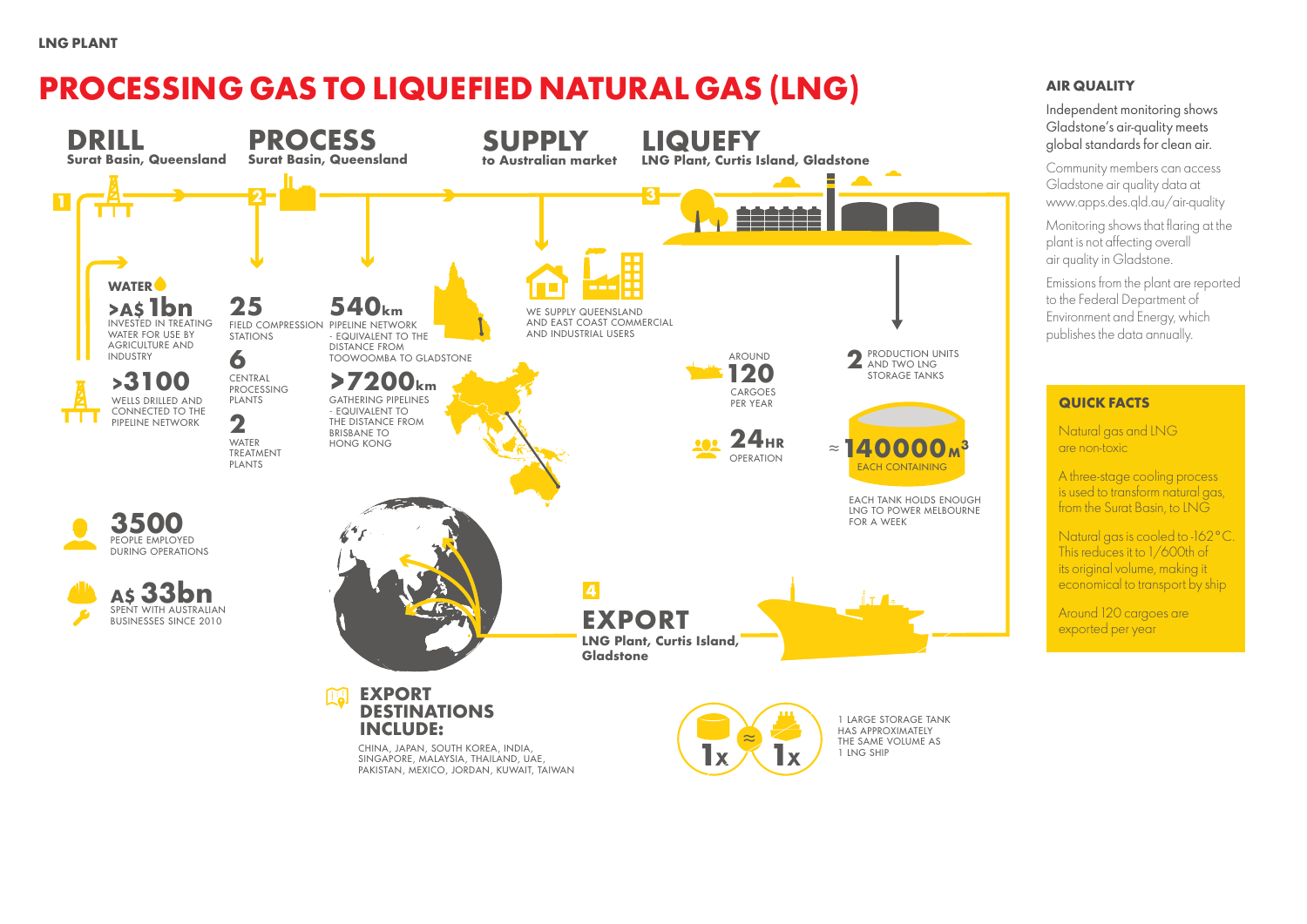LNG PLANT

# PROCESSING GAS TO LIQUEFIED NATURAL GAS (LNG)

## 1 DRILL
**Surat Basin, Queensland**

WATER

**>A$ 1bn**
INVESTED IN TREATING WATER FOR USE BY AGRICULTURE AND INDUSTRY

**>3100**
WELLS DRILLED AND CONNECTED TO THE PIPELINE NETWORK

## 2 PROCESS
**Surat Basin, Queensland**

**25**
FIELD COMPRESSION STATIONS

**6**
CENTRAL PROCESSING PLANTS

**2**
WATER TREATMENT PLANTS

**540km**
PIPELINE NETWORK - EQUIVALENT TO THE DISTANCE FROM TOOWOOMBA TO GLADSTONE

**>7200km**
GATHERING PIPELINES - EQUIVALENT TO THE DISTANCE FROM BRISBANE TO HONG KONG

## SUPPLY
**to Australian market**

WE SUPPLY QUEENSLAND AND EAST COAST COMMERCIAL AND INDUSTRIAL USERS

## 3 LIQUEFY
**LNG Plant, Curtis Island, Gladstone**

AROUND **120** CARGOES PER YEAR

**24HR** OPERATION

**2** PRODUCTION UNITS AND TWO LNG STORAGE TANKS

≈ **140000m³** EACH CONTAINING

EACH TANK HOLDS ENOUGH LNG TO POWER MELBOURNE FOR A WEEK

**3500**
PEOPLE EMPLOYED DURING OPERATIONS

**A$ 33bn**
SPENT WITH AUSTRALIAN BUSINESSES SINCE 2010

## 4 EXPORT
**LNG Plant, Curtis Island, Gladstone**

### EXPORT DESTINATIONS INCLUDE:
CHINA, JAPAN, SOUTH KOREA, INDIA, SINGAPORE, MALAYSIA, THAILAND, UAE, PAKISTAN, MEXICO, JORDAN, KUWAIT, TAIWAN

1x ≈ 1x

1 LARGE STORAGE TANK HAS APPROXIMATELY THE SAME VOLUME AS 1 LNG SHIP

## AIR QUALITY

Independent monitoring shows Gladstone's air-quality meets global standards for clean air.

Community members can access Gladstone air quality data at www.apps.des.qld.au/air-quality

Monitoring shows that flaring at the plant is not affecting overall air quality in Gladstone.

Emissions from the plant are reported to the Federal Department of Environment and Energy, which publishes the data annually.

## QUICK FACTS

Natural gas and LNG are non-toxic

A three-stage cooling process is used to transform natural gas, from the Surat Basin, to LNG

Natural gas is cooled to -162°C. This reduces it to 1/600th of its original volume, making it economical to transport by ship

Around 120 cargoes are exported per year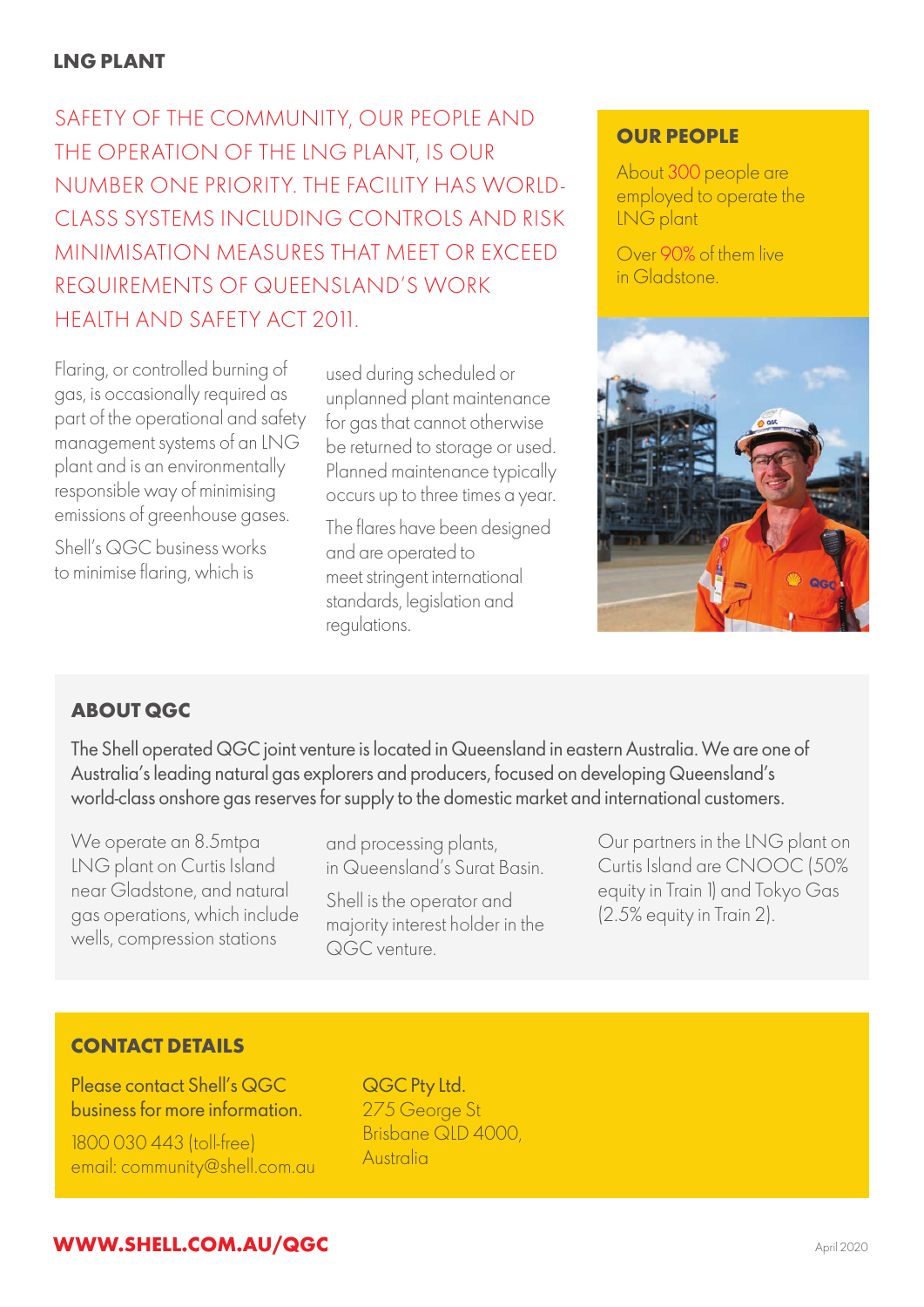## LNG PLANT

SAFETY OF THE COMMUNITY, OUR PEOPLE AND THE OPERATION OF THE LNG PLANT, IS OUR NUMBER ONE PRIORITY. THE FACILITY HAS WORLD-CLASS SYSTEMS INCLUDING CONTROLS AND RISK MINIMISATION MEASURES THAT MEET OR EXCEED REQUIREMENTS OF QUEENSLAND'S WORK HEALTH AND SAFETY ACT 2011.

Flaring, or controlled burning of gas, is occasionally required as part of the operational and safety management systems of an LNG plant and is an environmentally responsible way of minimising emissions of greenhouse gases.

Shell's QGC business works to minimise flaring, which is used during scheduled or unplanned plant maintenance for gas that cannot otherwise be returned to storage or used. Planned maintenance typically occurs up to three times a year.

The flares have been designed and are operated to meet stringent international standards, legislation and regulations.

### OUR PEOPLE

About 300 people are employed to operate the LNG plant

Over 90% of them live in Gladstone.

### ABOUT QGC

The Shell operated QGC joint venture is located in Queensland in eastern Australia. We are one of Australia's leading natural gas explorers and producers, focused on developing Queensland's world-class onshore gas reserves for supply to the domestic market and international customers.

We operate an 8.5mtpa LNG plant on Curtis Island near Gladstone, and natural gas operations, which include wells, compression stations and processing plants, in Queensland's Surat Basin.

Shell is the operator and majority interest holder in the QGC venture.

Our partners in the LNG plant on Curtis Island are CNOOC (50% equity in Train 1) and Tokyo Gas (2.5% equity in Train 2).

### CONTACT DETAILS

Please contact Shell's QGC business for more information.

1800 030 443 (toll-free)
email: community@shell.com.au

QGC Pty Ltd.
275 George St
Brisbane QLD 4000,
Australia

**WWW.SHELL.COM.AU/QGC**

April 2020